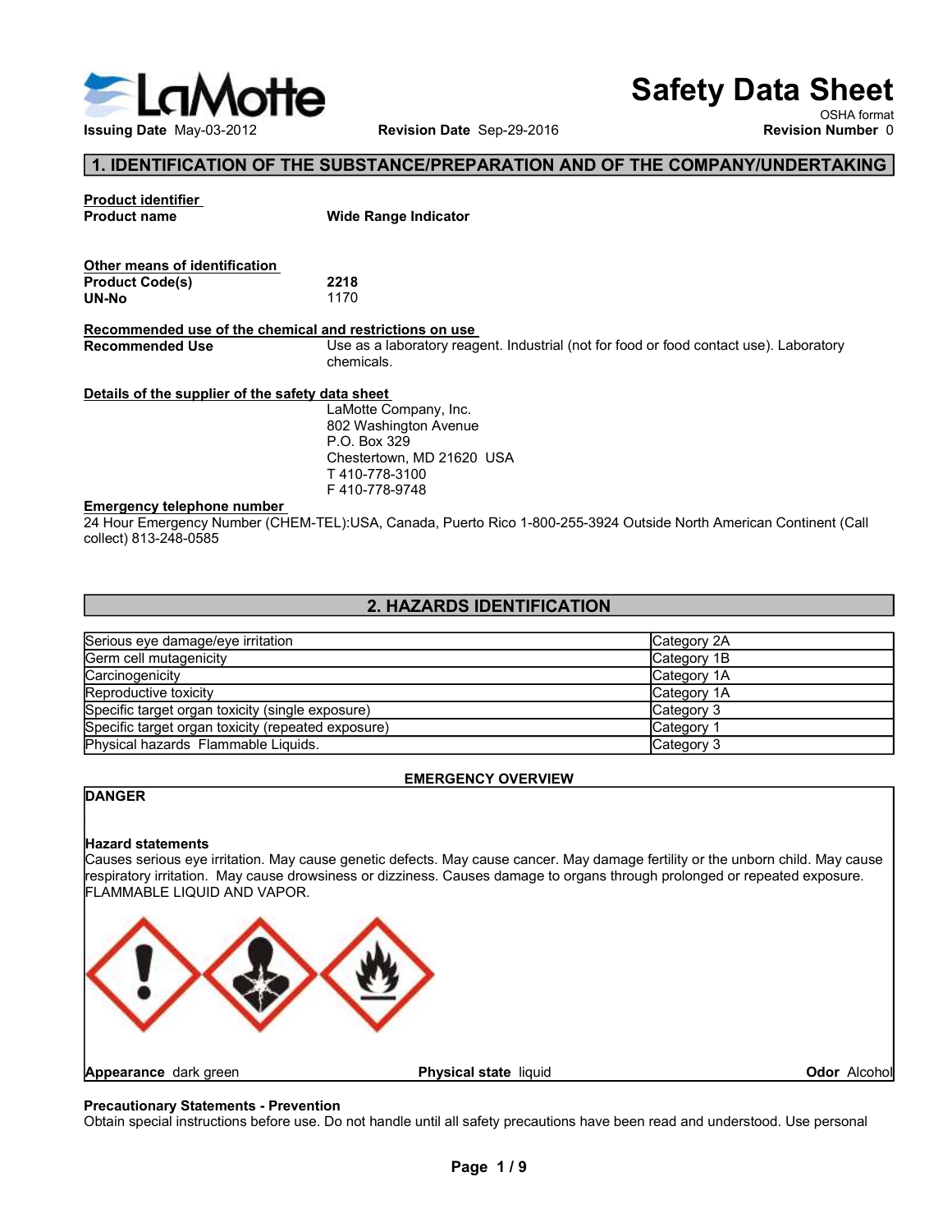# Safety Data Sheet

OSHA format

**Issuing Date** May-03-2012 **Revision Date** Sep-29-2016 **Revision Number** 0

## 1. IDENTIFICATION OF THE SUBSTANCE/PREPARATION AND OF THE COMPANY/UNDERTAKING

**Product identifier**

**Product name** **Wide Range Indicator**

**Other means of identification**

**Product Code(s)** **2218**

**UN-No** 1170

**Recommended use of the chemical and restrictions on use**

**Recommended Use** Use as a laboratory reagent. Industrial (not for food or food contact use). Laboratory chemicals.

**Details of the supplier of the safety data sheet**

LaMotte Company, Inc.
802 Washington Avenue
P.O. Box 329
Chestertown, MD 21620 USA
T 410-778-3100
F 410-778-9748

**Emergency telephone number**

24 Hour Emergency Number (CHEM-TEL):USA, Canada, Puerto Rico 1-800-255-3924 Outside North American Continent (Call collect) 813-248-0585

## 2. HAZARDS IDENTIFICATION

| Hazard | Category |
|---|---|
| Serious eye damage/eye irritation | Category 2A |
| Germ cell mutagenicity | Category 1B |
| Carcinogenicity | Category 1A |
| Reproductive toxicity | Category 1A |
| Specific target organ toxicity (single exposure) | Category 3 |
| Specific target organ toxicity (repeated exposure) | Category 1 |
| Physical hazards Flammable Liquids. | Category 3 |

**EMERGENCY OVERVIEW**

**DANGER**

**Hazard statements**

Causes serious eye irritation. May cause genetic defects. May cause cancer. May damage fertility or the unborn child. May cause respiratory irritation. May cause drowsiness or dizziness. Causes damage to organs through prolonged or repeated exposure. FLAMMABLE LIQUID AND VAPOR.

**Appearance** dark green **Physical state** liquid **Odor** Alcohol

**Precautionary Statements - Prevention**

Obtain special instructions before use. Do not handle until all safety precautions have been read and understood. Use personal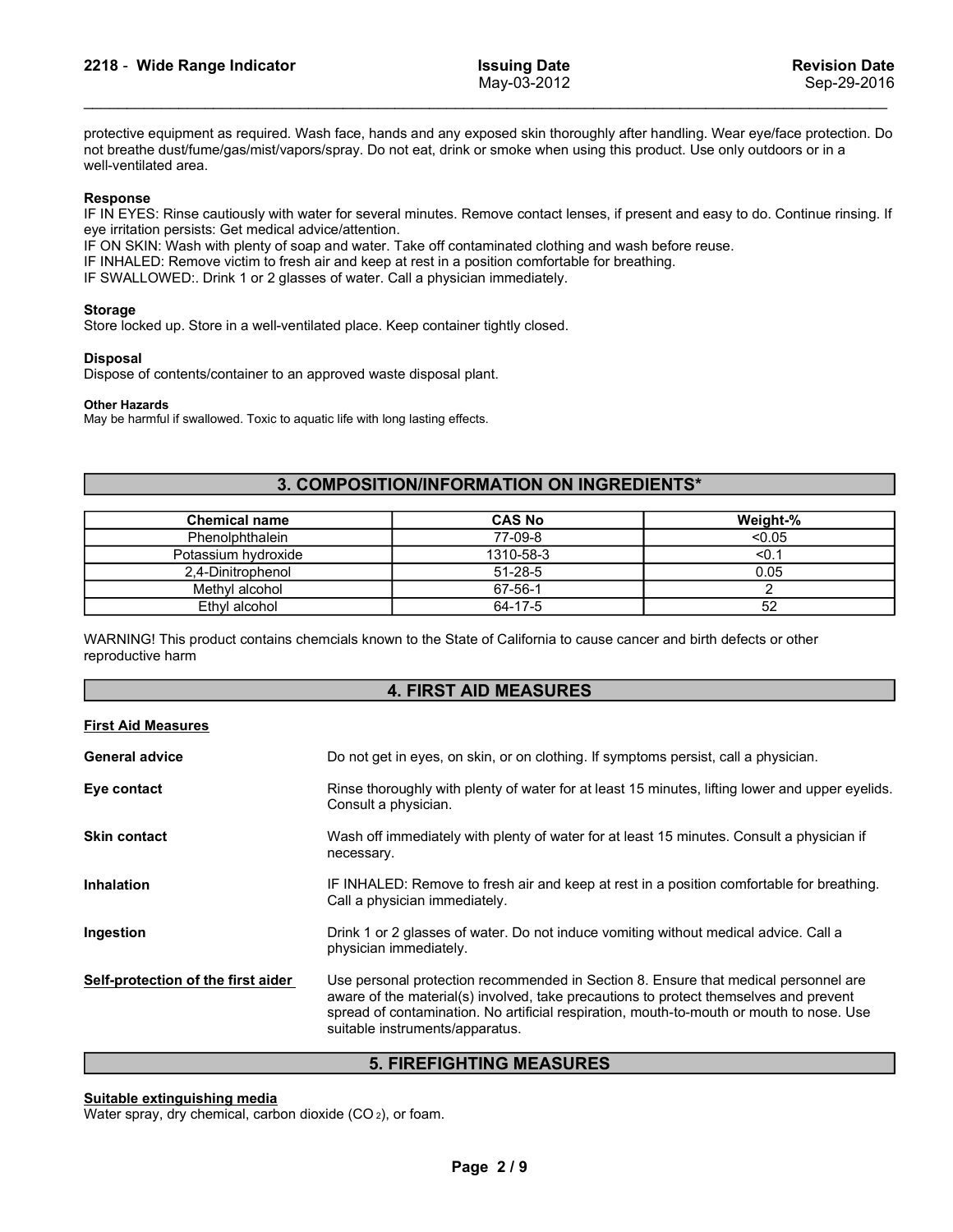protective equipment as required. Wash face, hands and any exposed skin thoroughly after handling. Wear eye/face protection. Do not breathe dust/fume/gas/mist/vapors/spray. Do not eat, drink or smoke when using this product. Use only outdoors or in a well-ventilated area.

**Response**

IF IN EYES: Rinse cautiously with water for several minutes. Remove contact lenses, if present and easy to do. Continue rinsing. If eye irritation persists: Get medical advice/attention.
IF ON SKIN: Wash with plenty of soap and water. Take off contaminated clothing and wash before reuse.
IF INHALED: Remove victim to fresh air and keep at rest in a position comfortable for breathing.
IF SWALLOWED:. Drink 1 or 2 glasses of water. Call a physician immediately.

**Storage**

Store locked up. Store in a well-ventilated place. Keep container tightly closed.

**Disposal**

Dispose of contents/container to an approved waste disposal plant.

**Other Hazards**

May be harmful if swallowed. Toxic to aquatic life with long lasting effects.

## 3. COMPOSITION/INFORMATION ON INGREDIENTS*

| Chemical name | CAS No | Weight-% |
|---|---|---|
| Phenolphthalein | 77-09-8 | <0.05 |
| Potassium hydroxide | 1310-58-3 | <0.1 |
| 2,4-Dinitrophenol | 51-28-5 | 0.05 |
| Methyl alcohol | 67-56-1 | 2 |
| Ethyl alcohol | 64-17-5 | 52 |

WARNING! This product contains chemcials known to the State of California to cause cancer and birth defects or other reproductive harm

## 4. FIRST AID MEASURES

**First Aid Measures**

**General advice** — Do not get in eyes, on skin, or on clothing. If symptoms persist, call a physician.

**Eye contact** — Rinse thoroughly with plenty of water for at least 15 minutes, lifting lower and upper eyelids. Consult a physician.

**Skin contact** — Wash off immediately with plenty of water for at least 15 minutes. Consult a physician if necessary.

**Inhalation** — IF INHALED: Remove to fresh air and keep at rest in a position comfortable for breathing. Call a physician immediately.

**Ingestion** — Drink 1 or 2 glasses of water. Do not induce vomiting without medical advice. Call a physician immediately.

**Self-protection of the first aider** — Use personal protection recommended in Section 8. Ensure that medical personnel are aware of the material(s) involved, take precautions to protect themselves and prevent spread of contamination. No artificial respiration, mouth-to-mouth or mouth to nose. Use suitable instruments/apparatus.

## 5. FIREFIGHTING MEASURES

**Suitable extinguishing media**

Water spray, dry chemical, carbon dioxide ($CO_2$), or foam.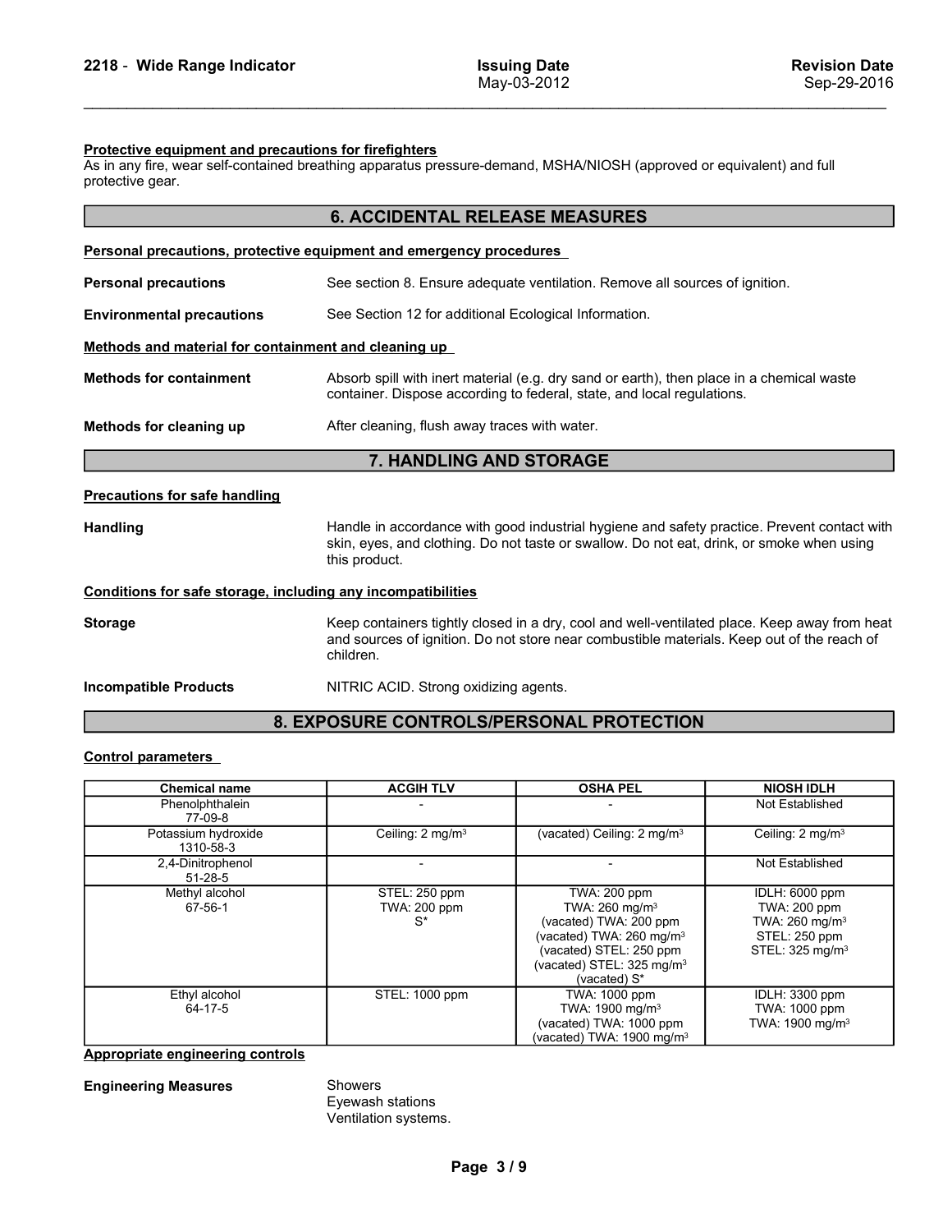**Protective equipment and precautions for firefighters**
As in any fire, wear self-contained breathing apparatus pressure-demand, MSHA/NIOSH (approved or equivalent) and full protective gear.

## 6. ACCIDENTAL RELEASE MEASURES

**Personal precautions, protective equipment and emergency procedures**

**Personal precautions** See section 8. Ensure adequate ventilation. Remove all sources of ignition.

**Environmental precautions** See Section 12 for additional Ecological Information.

**Methods and material for containment and cleaning up**

**Methods for containment** Absorb spill with inert material (e.g. dry sand or earth), then place in a chemical waste container. Dispose according to federal, state, and local regulations.

**Methods for cleaning up** After cleaning, flush away traces with water.

## 7. HANDLING AND STORAGE

**Precautions for safe handling**

**Handling** Handle in accordance with good industrial hygiene and safety practice. Prevent contact with skin, eyes, and clothing. Do not taste or swallow. Do not eat, drink, or smoke when using this product.

**Conditions for safe storage, including any incompatibilities**

**Storage** Keep containers tightly closed in a dry, cool and well-ventilated place. Keep away from heat and sources of ignition. Do not store near combustible materials. Keep out of the reach of children.

**Incompatible Products** NITRIC ACID. Strong oxidizing agents.

## 8. EXPOSURE CONTROLS/PERSONAL PROTECTION

**Control parameters**

| Chemical name | ACGIH TLV | OSHA PEL | NIOSH IDLH |
|---|---|---|---|
| Phenolphthalein<br>77-09-8 | - | - | Not Established |
| Potassium hydroxide<br>1310-58-3 | Ceiling: 2 mg/m$^3$ | (vacated) Ceiling: 2 mg/m$^3$ | Ceiling: 2 mg/m$^3$ |
| 2,4-Dinitrophenol<br>51-28-5 | - | - | Not Established |
| Methyl alcohol<br>67-56-1 | STEL: 250 ppm<br>TWA: 200 ppm<br>S* | TWA: 200 ppm<br>TWA: 260 mg/m$^3$<br>(vacated) TWA: 200 ppm<br>(vacated) TWA: 260 mg/m$^3$<br>(vacated) STEL: 250 ppm<br>(vacated) STEL: 325 mg/m$^3$<br>(vacated) S* | IDLH: 6000 ppm<br>TWA: 200 ppm<br>TWA: 260 mg/m$^3$<br>STEL: 250 ppm<br>STEL: 325 mg/m$^3$ |
| Ethyl alcohol<br>64-17-5 | STEL: 1000 ppm | TWA: 1000 ppm<br>TWA: 1900 mg/m$^3$<br>(vacated) TWA: 1000 ppm<br>(vacated) TWA: 1900 mg/m$^3$ | IDLH: 3300 ppm<br>TWA: 1000 ppm<br>TWA: 1900 mg/m$^3$ |

**Appropriate engineering controls**

**Engineering Measures** Showers
Eyewash stations
Ventilation systems.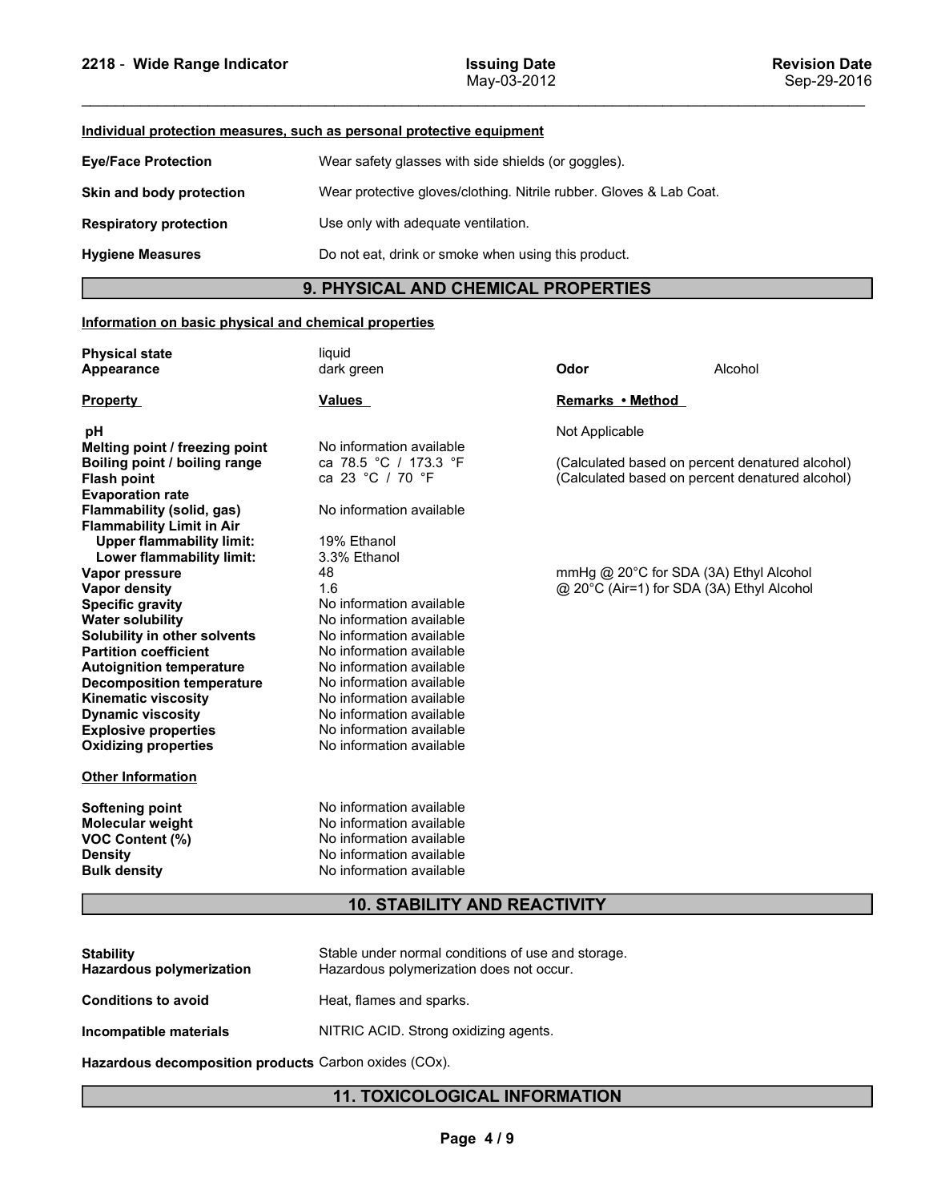**Individual protection measures, such as personal protective equipment**

| | |
|---|---|
| **Eye/Face Protection** | Wear safety glasses with side shields (or goggles). |
| **Skin and body protection** | Wear protective gloves/clothing. Nitrile rubber. Gloves & Lab Coat. |
| **Respiratory protection** | Use only with adequate ventilation. |
| **Hygiene Measures** | Do not eat, drink or smoke when using this product. |

## 9. PHYSICAL AND CHEMICAL PROPERTIES

**Information on basic physical and chemical properties**

| | | | |
|---|---|---|---|
| **Physical state** | liquid | | |
| **Appearance** | dark green | **Odor** | Alcohol |

| **Property** | **Values** | **Remarks • Method** |
|---|---|---|
| **pH** | | Not Applicable |
| **Melting point / freezing point** | No information available | |
| **Boiling point / boiling range** | ca 78.5 °C / 173.3 °F | (Calculated based on percent denatured alcohol) |
| **Flash point** | ca 23 °C / 70 °F | (Calculated based on percent denatured alcohol) |
| **Evaporation rate** | | |
| **Flammability (solid, gas)** | No information available | |
| **Flammability Limit in Air** | | |
| **Upper flammability limit:** | 19% Ethanol | |
| **Lower flammability limit:** | 3.3% Ethanol | |
| **Vapor pressure** | 48 | mmHg @ 20°C for SDA (3A) Ethyl Alcohol |
| **Vapor density** | 1.6 | @ 20°C (Air=1) for SDA (3A) Ethyl Alcohol |
| **Specific gravity** | No information available | |
| **Water solubility** | No information available | |
| **Solubility in other solvents** | No information available | |
| **Partition coefficient** | No information available | |
| **Autoignition temperature** | No information available | |
| **Decomposition temperature** | No information available | |
| **Kinematic viscosity** | No information available | |
| **Dynamic viscosity** | No information available | |
| **Explosive properties** | No information available | |
| **Oxidizing properties** | No information available | |

**Other Information**

| | |
|---|---|
| **Softening point** | No information available |
| **Molecular weight** | No information available |
| **VOC Content (%)** | No information available |
| **Density** | No information available |
| **Bulk density** | No information available |

## 10. STABILITY AND REACTIVITY

| | |
|---|---|
| **Stability** | Stable under normal conditions of use and storage. |
| **Hazardous polymerization** | Hazardous polymerization does not occur. |
| **Conditions to avoid** | Heat, flames and sparks. |
| **Incompatible materials** | NITRIC ACID. Strong oxidizing agents. |
| **Hazardous decomposition products** | Carbon oxides (COx). |

## 11. TOXICOLOGICAL INFORMATION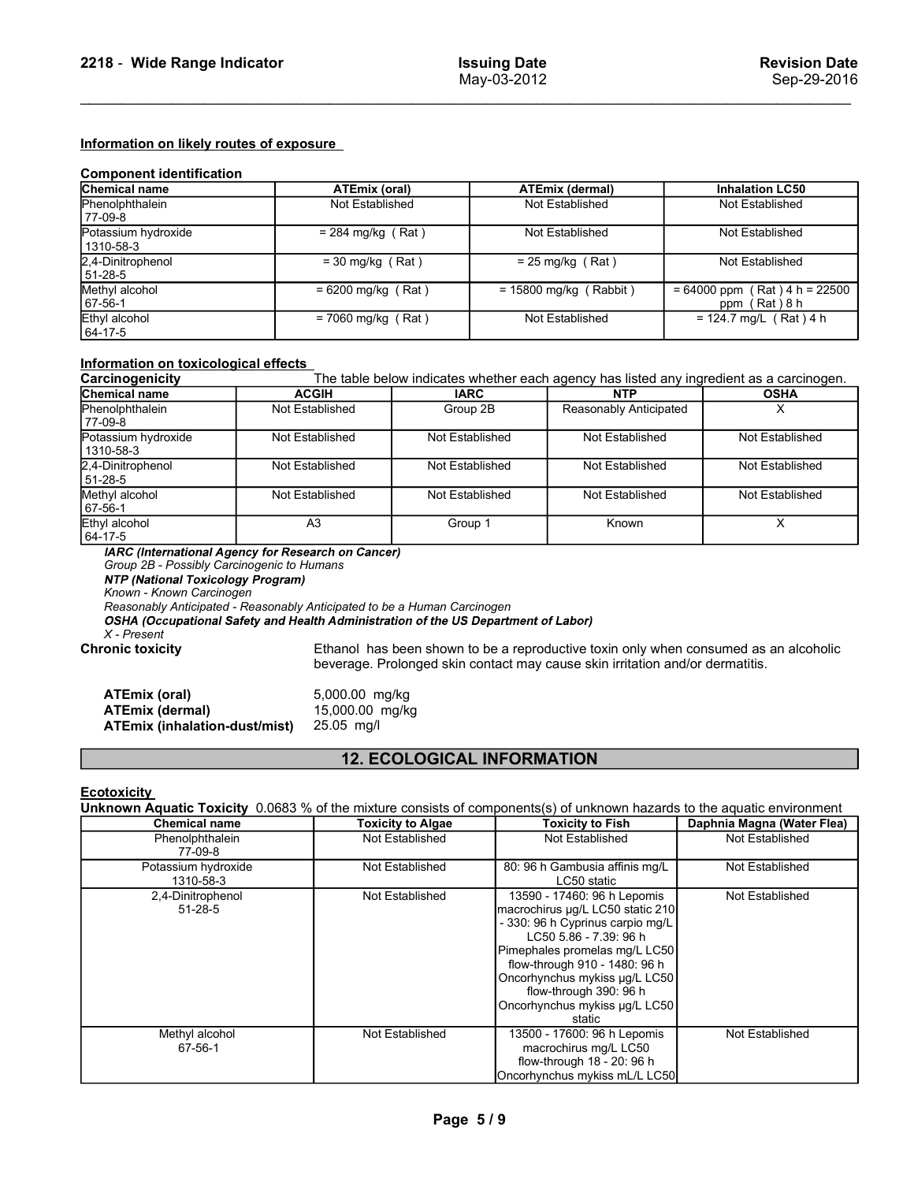**Information on likely routes of exposure**

**Component identification**

| Chemical name | ATEmix (oral) | ATEmix (dermal) | Inhalation LC50 |
|---|---|---|---|
| Phenolphthalein<br>77-09-8 | Not Established | Not Established | Not Established |
| Potassium hydroxide<br>1310-58-3 | = 284 mg/kg ( Rat ) | Not Established | Not Established |
| 2,4-Dinitrophenol<br>51-28-5 | = 30 mg/kg ( Rat ) | = 25 mg/kg ( Rat ) | Not Established |
| Methyl alcohol<br>67-56-1 | = 6200 mg/kg ( Rat ) | = 15800 mg/kg ( Rabbit ) | = 64000 ppm ( Rat ) 4 h = 22500 ppm ( Rat ) 8 h |
| Ethyl alcohol<br>64-17-5 | = 7060 mg/kg ( Rat ) | Not Established | = 124.7 mg/L ( Rat ) 4 h |

**Information on toxicological effects**

**Carcinogenicity** The table below indicates whether each agency has listed any ingredient as a carcinogen.

| Chemical name | ACGIH | IARC | NTP | OSHA |
|---|---|---|---|---|
| Phenolphthalein<br>77-09-8 | Not Established | Group 2B | Reasonably Anticipated | X |
| Potassium hydroxide<br>1310-58-3 | Not Established | Not Established | Not Established | Not Established |
| 2,4-Dinitrophenol<br>51-28-5 | Not Established | Not Established | Not Established | Not Established |
| Methyl alcohol<br>67-56-1 | Not Established | Not Established | Not Established | Not Established |
| Ethyl alcohol<br>64-17-5 | A3 | Group 1 | Known | X |

***IARC (International Agency for Research on Cancer)***
*Group 2B - Possibly Carcinogenic to Humans*
***NTP (National Toxicology Program)***
*Known - Known Carcinogen*
*Reasonably Anticipated - Reasonably Anticipated to be a Human Carcinogen*
***OSHA (Occupational Safety and Health Administration of the US Department of Labor)***
*X - Present*

**Chronic toxicity** Ethanol has been shown to be a reproductive toxin only when consumed as an alcoholic beverage. Prolonged skin contact may cause skin irritation and/or dermatitis.

**ATEmix (oral)** 5,000.00 mg/kg
**ATEmix (dermal)** 15,000.00 mg/kg
**ATEmix (inhalation-dust/mist)** 25.05 mg/l

## 12. ECOLOGICAL INFORMATION

**Ecotoxicity**

**Unknown Aquatic Toxicity** 0.0683 % of the mixture consists of components(s) of unknown hazards to the aquatic environment

| Chemical name | Toxicity to Algae | Toxicity to Fish | Daphnia Magna (Water Flea) |
|---|---|---|---|
| Phenolphthalein<br>77-09-8 | Not Established | Not Established | Not Established |
| Potassium hydroxide<br>1310-58-3 | Not Established | 80: 96 h Gambusia affinis mg/L LC50 static | Not Established |
| 2,4-Dinitrophenol<br>51-28-5 | Not Established | 13590 - 17460: 96 h Lepomis macrochirus µg/L LC50 static 210 - 330: 96 h Cyprinus carpio mg/L LC50 5.86 - 7.39: 96 h Pimephales promelas mg/L LC50 flow-through 910 - 1480: 96 h Oncorhynchus mykiss µg/L LC50 flow-through 390: 96 h Oncorhynchus mykiss µg/L LC50 static | Not Established |
| Methyl alcohol<br>67-56-1 | Not Established | 13500 - 17600: 96 h Lepomis macrochirus mg/L LC50 flow-through 18 - 20: 96 h Oncorhynchus mykiss mL/L LC50 | Not Established |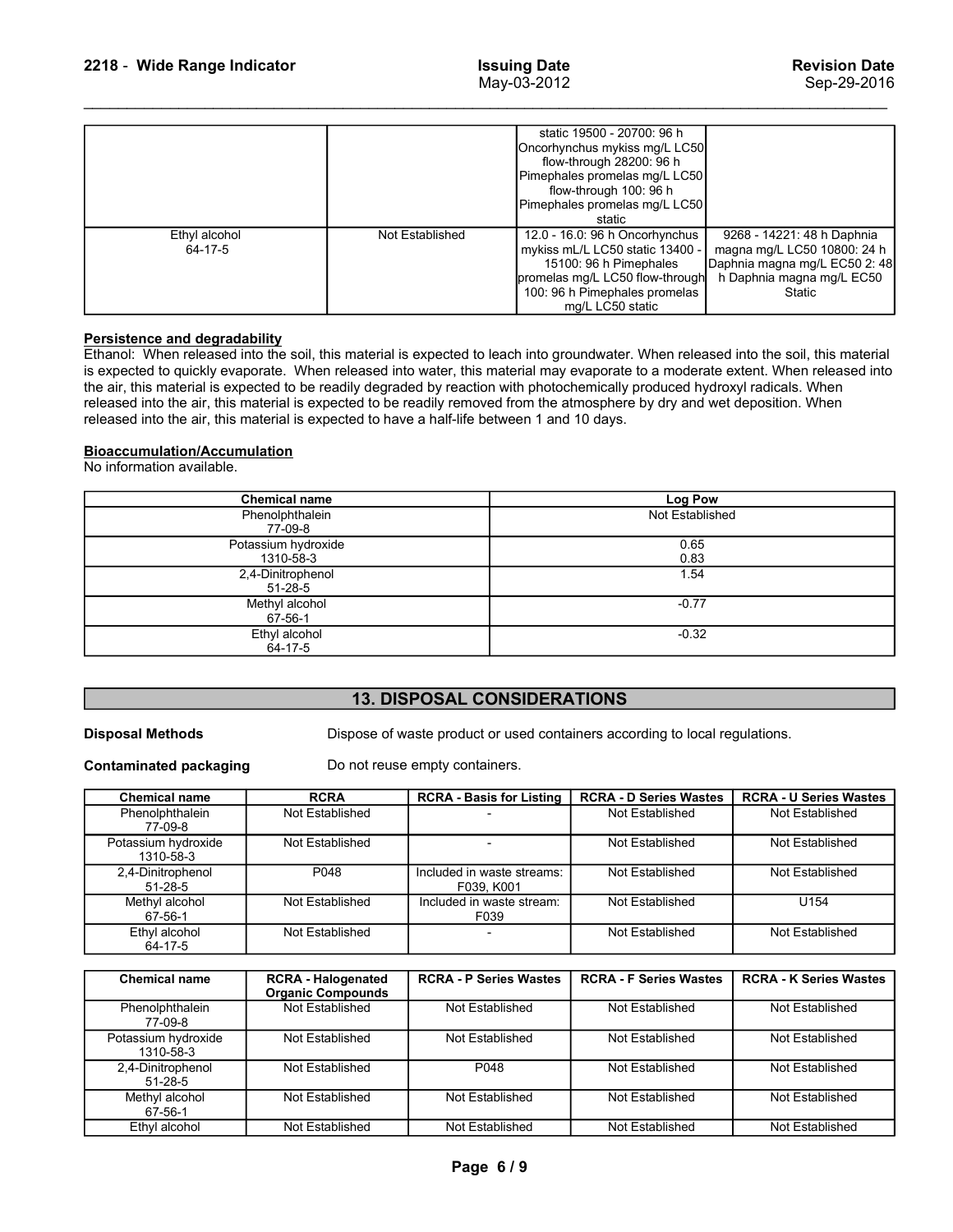| | | static 19500 - 20700: 96 h Oncorhynchus mykiss mg/L LC50 flow-through 28200: 96 h Pimephales promelas mg/L LC50 flow-through 100: 96 h Pimephales promelas mg/L LC50 static | |
|---|---|---|---|
| Ethyl alcohol 64-17-5 | Not Established | 12.0 - 16.0: 96 h Oncorhynchus mykiss mL/L LC50 static 13400 - 15100: 96 h Pimephales promelas mg/L LC50 flow-through 100: 96 h Pimephales promelas mg/L LC50 static | 9268 - 14221: 48 h Daphnia magna mg/L LC50 10800: 24 h Daphnia magna mg/L EC50 2: 48 h Daphnia magna mg/L EC50 Static |

**Persistence and degradability**

Ethanol: When released into the soil, this material is expected to leach into groundwater. When released into the soil, this material is expected to quickly evaporate. When released into water, this material may evaporate to a moderate extent. When released into the air, this material is expected to be readily degraded by reaction with photochemically produced hydroxyl radicals. When released into the air, this material is expected to be readily removed from the atmosphere by dry and wet deposition. When released into the air, this material is expected to have a half-life between 1 and 10 days.

**Bioaccumulation/Accumulation**

No information available.

| Chemical name | Log Pow |
|---|---|
| Phenolphthalein 77-09-8 | Not Established |
| Potassium hydroxide 1310-58-3 | 0.65 0.83 |
| 2,4-Dinitrophenol 51-28-5 | 1.54 |
| Methyl alcohol 67-56-1 | -0.77 |
| Ethyl alcohol 64-17-5 | -0.32 |

## 13. DISPOSAL CONSIDERATIONS

**Disposal Methods** Dispose of waste product or used containers according to local regulations.

**Contaminated packaging** Do not reuse empty containers.

| Chemical name | RCRA | RCRA - Basis for Listing | RCRA - D Series Wastes | RCRA - U Series Wastes |
|---|---|---|---|---|
| Phenolphthalein 77-09-8 | Not Established | - | Not Established | Not Established |
| Potassium hydroxide 1310-58-3 | Not Established | - | Not Established | Not Established |
| 2,4-Dinitrophenol 51-28-5 | P048 | Included in waste streams: F039, K001 | Not Established | Not Established |
| Methyl alcohol 67-56-1 | Not Established | Included in waste stream: F039 | Not Established | U154 |
| Ethyl alcohol 64-17-5 | Not Established | - | Not Established | Not Established |

| Chemical name | RCRA - Halogenated Organic Compounds | RCRA - P Series Wastes | RCRA - F Series Wastes | RCRA - K Series Wastes |
|---|---|---|---|---|
| Phenolphthalein 77-09-8 | Not Established | Not Established | Not Established | Not Established |
| Potassium hydroxide 1310-58-3 | Not Established | Not Established | Not Established | Not Established |
| 2,4-Dinitrophenol 51-28-5 | Not Established | P048 | Not Established | Not Established |
| Methyl alcohol 67-56-1 | Not Established | Not Established | Not Established | Not Established |
| Ethyl alcohol | Not Established | Not Established | Not Established | Not Established |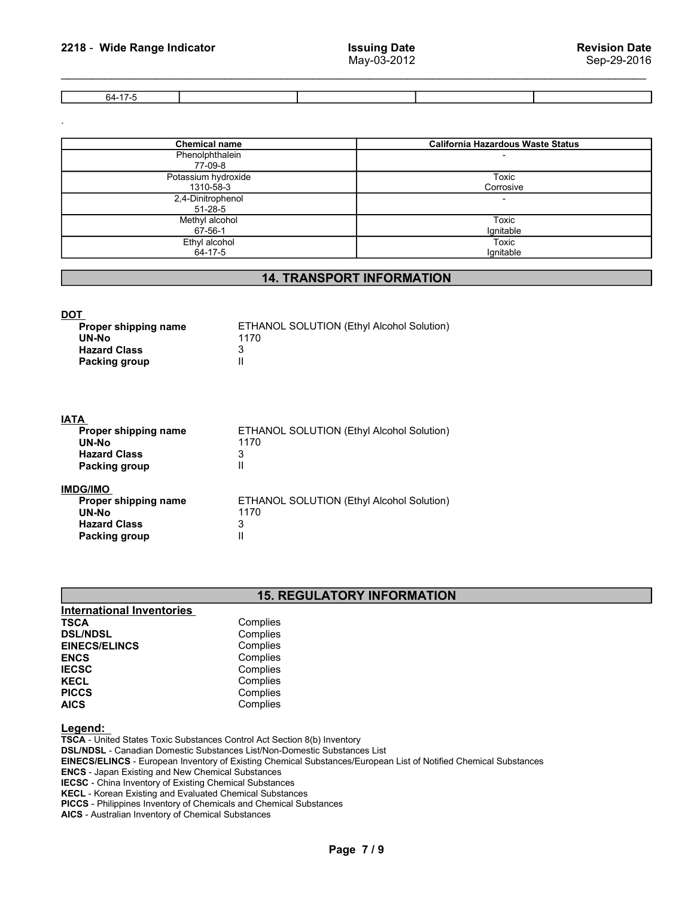| 64-17-5 | | | | |
|---|---|---|---|---|

.

| Chemical name | California Hazardous Waste Status |
|---|---|
| Phenolphthalein<br>77-09-8 | - |
| Potassium hydroxide<br>1310-58-3 | Toxic<br>Corrosive |
| 2,4-Dinitrophenol<br>51-28-5 | - |
| Methyl alcohol<br>67-56-1 | Toxic<br>Ignitable |
| Ethyl alcohol<br>64-17-5 | Toxic<br>Ignitable |

## 14. TRANSPORT INFORMATION

**DOT**

| | |
|---|---|
| **Proper shipping name** | ETHANOL SOLUTION (Ethyl Alcohol Solution) |
| **UN-No** | 1170 |
| **Hazard Class** | 3 |
| **Packing group** | II |

**IATA**

| | |
|---|---|
| **Proper shipping name** | ETHANOL SOLUTION (Ethyl Alcohol Solution) |
| **UN-No** | 1170 |
| **Hazard Class** | 3 |
| **Packing group** | II |

**IMDG/IMO**

| | |
|---|---|
| **Proper shipping name** | ETHANOL SOLUTION (Ethyl Alcohol Solution) |
| **UN-No** | 1170 |
| **Hazard Class** | 3 |
| **Packing group** | II |

## 15. REGULATORY INFORMATION

**International Inventories**

| | |
|---|---|
| **TSCA** | Complies |
| **DSL/NDSL** | Complies |
| **EINECS/ELINCS** | Complies |
| **ENCS** | Complies |
| **IECSC** | Complies |
| **KECL** | Complies |
| **PICCS** | Complies |
| **AICS** | Complies |

**Legend:**

**TSCA** - United States Toxic Substances Control Act Section 8(b) Inventory
**DSL/NDSL** - Canadian Domestic Substances List/Non-Domestic Substances List
**EINECS/ELINCS** - European Inventory of Existing Chemical Substances/European List of Notified Chemical Substances
**ENCS** - Japan Existing and New Chemical Substances
**IECSC** - China Inventory of Existing Chemical Substances
**KECL** - Korean Existing and Evaluated Chemical Substances
**PICCS** - Philippines Inventory of Chemicals and Chemical Substances
**AICS** - Australian Inventory of Chemical Substances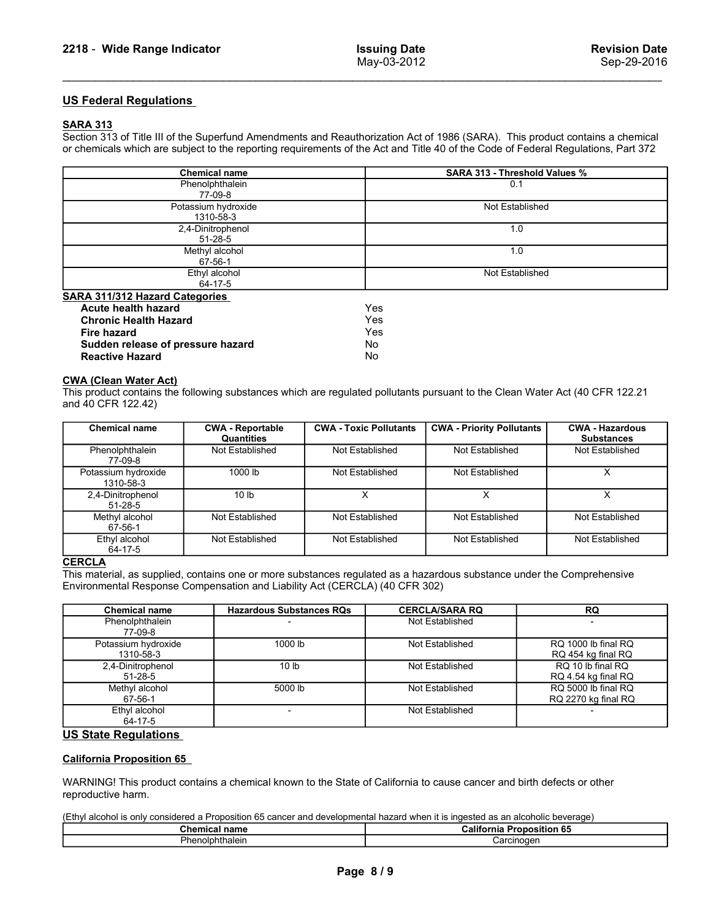## US Federal Regulations

### SARA 313

Section 313 of Title III of the Superfund Amendments and Reauthorization Act of 1986 (SARA). This product contains a chemical or chemicals which are subject to the reporting requirements of the Act and Title 40 of the Code of Federal Regulations, Part 372

| Chemical name | SARA 313 - Threshold Values % |
|---|---|
| Phenolphthalein 77-09-8 | 0.1 |
| Potassium hydroxide 1310-58-3 | Not Established |
| 2,4-Dinitrophenol 51-28-5 | 1.0 |
| Methyl alcohol 67-56-1 | 1.0 |
| Ethyl alcohol 64-17-5 | Not Established |

### SARA 311/312 Hazard Categories

| | |
|---|---|
| **Acute health hazard** | Yes |
| **Chronic Health Hazard** | Yes |
| **Fire hazard** | Yes |
| **Sudden release of pressure hazard** | No |
| **Reactive Hazard** | No |

### CWA (Clean Water Act)

This product contains the following substances which are regulated pollutants pursuant to the Clean Water Act (40 CFR 122.21 and 40 CFR 122.42)

| Chemical name | CWA - Reportable Quantities | CWA - Toxic Pollutants | CWA - Priority Pollutants | CWA - Hazardous Substances |
|---|---|---|---|---|
| Phenolphthalein 77-09-8 | Not Established | Not Established | Not Established | Not Established |
| Potassium hydroxide 1310-58-3 | 1000 lb | Not Established | Not Established | X |
| 2,4-Dinitrophenol 51-28-5 | 10 lb | X | X | X |
| Methyl alcohol 67-56-1 | Not Established | Not Established | Not Established | Not Established |
| Ethyl alcohol 64-17-5 | Not Established | Not Established | Not Established | Not Established |

### CERCLA

This material, as supplied, contains one or more substances regulated as a hazardous substance under the Comprehensive Environmental Response Compensation and Liability Act (CERCLA) (40 CFR 302)

| Chemical name | Hazardous Substances RQs | CERCLA/SARA RQ | RQ |
|---|---|---|---|
| Phenolphthalein 77-09-8 | - | Not Established | - |
| Potassium hydroxide 1310-58-3 | 1000 lb | Not Established | RQ 1000 lb final RQ RQ 454 kg final RQ |
| 2,4-Dinitrophenol 51-28-5 | 10 lb | Not Established | RQ 10 lb final RQ RQ 4.54 kg final RQ |
| Methyl alcohol 67-56-1 | 5000 lb | Not Established | RQ 5000 lb final RQ RQ 2270 kg final RQ |
| Ethyl alcohol 64-17-5 | - | Not Established | - |

## US State Regulations

### California Proposition 65

WARNING! This product contains a chemical known to the State of California to cause cancer and birth defects or other reproductive harm.

(Ethyl alcohol is only considered a Proposition 65 cancer and developmental hazard when it is ingested as an alcoholic beverage)

| Chemical name | California Proposition 65 |
|---|---|
| Phenolphthalein | Carcinogen |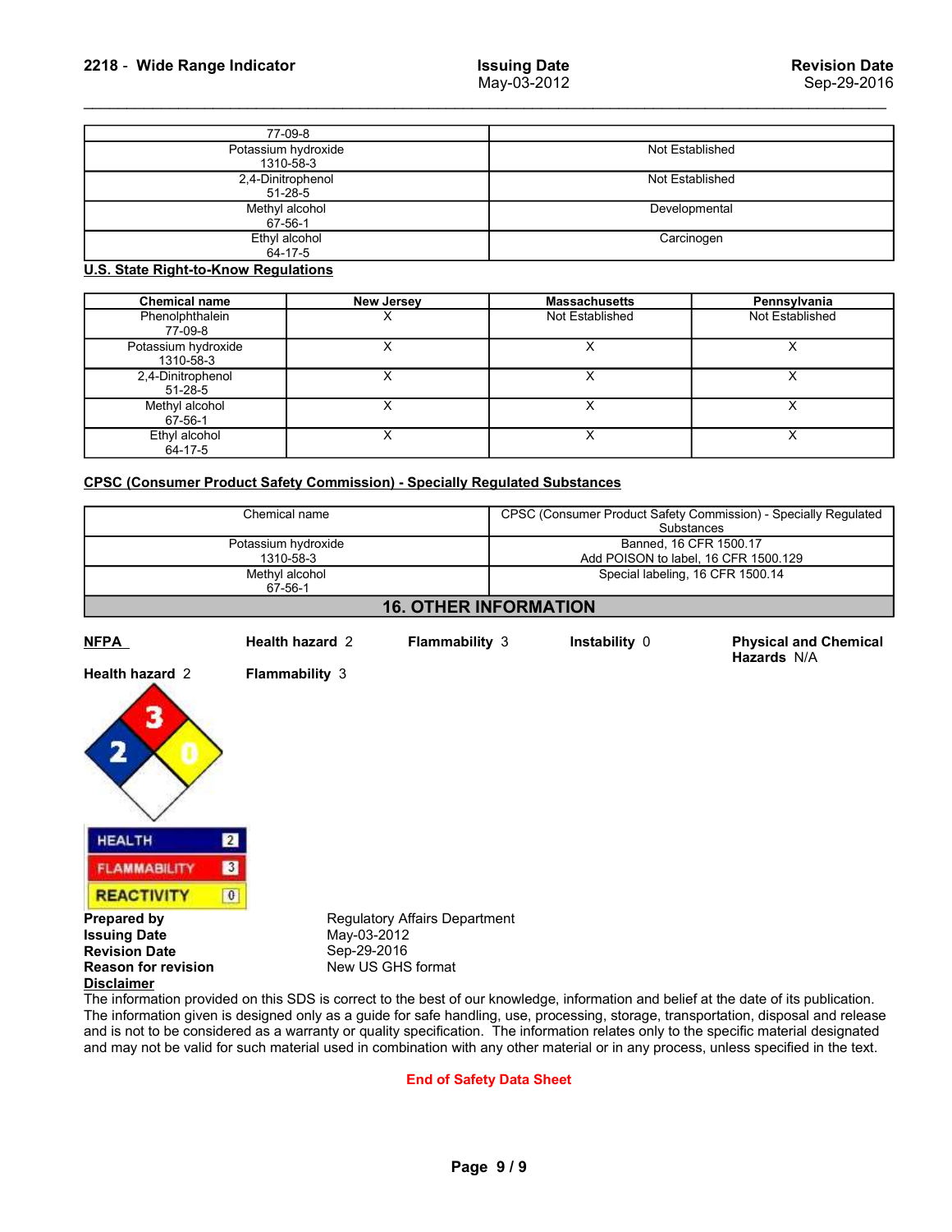| | |
|---|---|
| 77-09-8 | |
| Potassium hydroxide<br>1310-58-3 | Not Established |
| 2,4-Dinitrophenol<br>51-28-5 | Not Established |
| Methyl alcohol<br>67-56-1 | Developmental |
| Ethyl alcohol<br>64-17-5 | Carcinogen |

**U.S. State Right-to-Know Regulations**

| Chemical name | New Jersey | Massachusetts | Pennsylvania |
|---|---|---|---|
| Phenolphthalein<br>77-09-8 | X | Not Established | Not Established |
| Potassium hydroxide<br>1310-58-3 | X | X | X |
| 2,4-Dinitrophenol<br>51-28-5 | X | X | X |
| Methyl alcohol<br>67-56-1 | X | X | X |
| Ethyl alcohol<br>64-17-5 | X | X | X |

**CPSC (Consumer Product Safety Commission) - Specially Regulated Substances**

| Chemical name | CPSC (Consumer Product Safety Commission) - Specially Regulated Substances |
|---|---|
| Potassium hydroxide<br>1310-58-3 | Banned, 16 CFR 1500.17<br>Add POISON to label, 16 CFR 1500.129 |
| Methyl alcohol<br>67-56-1 | Special labeling, 16 CFR 1500.14 |

## 16. OTHER INFORMATION

**NFPA** **Health hazard** 2 **Flammability** 3 **Instability** 0 **Physical and Chemical Hazards** N/A

**Health hazard** 2 **Flammability** 3

HEALTH 2
FLAMMABILITY 3
REACTIVITY 0

**Prepared by** Regulatory Affairs Department
**Issuing Date** May-03-2012
**Revision Date** Sep-29-2016
**Reason for revision** New US GHS format

**Disclaimer**

The information provided on this SDS is correct to the best of our knowledge, information and belief at the date of its publication. The information given is designed only as a guide for safe handling, use, processing, storage, transportation, disposal and release and is not to be considered as a warranty or quality specification. The information relates only to the specific material designated and may not be valid for such material used in combination with any other material or in any process, unless specified in the text.

**End of Safety Data Sheet**